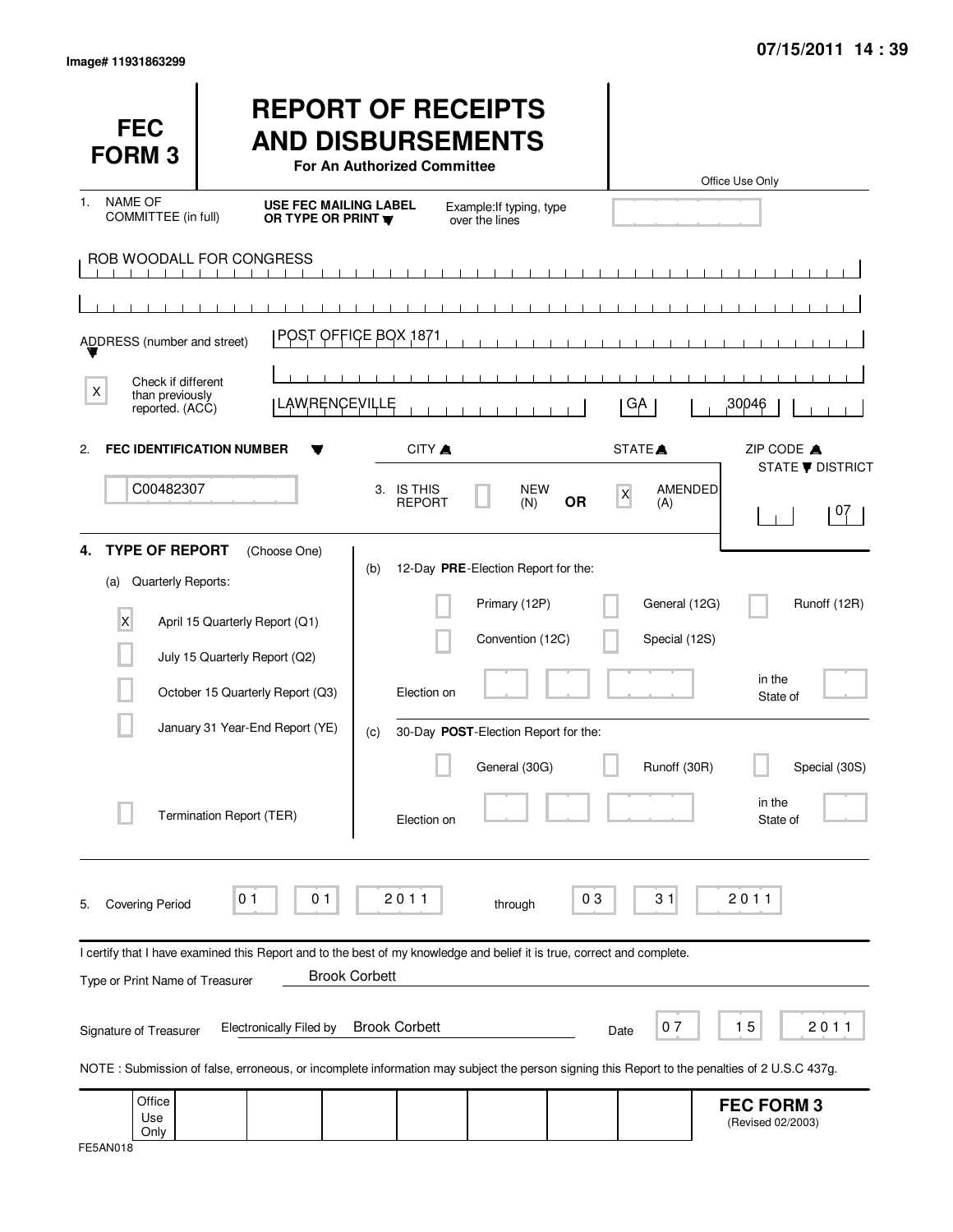Image# 11931863299

07/15/2011 14 : 39

# FEC FORM 3

# REPORT OF RECEIPTS AND DISBURSEMENTS

**For An Authorized Committee**

Office Use Only

1. NAME OF COMMITTEE (in full) — **USE FEC MAILING LABEL OR TYPE OR PRINT** — Example: If typing, type over the lines

ROB WOODALL FOR CONGRESS

ADDRESS (number and street): POST OFFICE BOX 1871

[X] Check if different than previously reported. (ACC)

CITY: LAWRENCEVILLE — STATE: GA — ZIP CODE: 30046

2. **FEC IDENTIFICATION NUMBER**: C00482307

3. IS THIS REPORT: [ ] NEW (N) **OR** [X] AMENDED (A)

STATE / DISTRICT: 07

**4. TYPE OF REPORT** (Choose One)

(a) Quarterly Reports:

- [X] April 15 Quarterly Report (Q1)
- [ ] July 15 Quarterly Report (Q2)
- [ ] October 15 Quarterly Report (Q3)
- [ ] January 31 Year-End Report (YE)
- [ ] Termination Report (TER)

(b) 12-Day **PRE**-Election Report for the:

- [ ] Primary (12P)
- [ ] General (12G)
- [ ] Runoff (12R)
- [ ] Convention (12C)
- [ ] Special (12S)

Election on ______ in the State of ______

(c) 30-Day **POST**-Election Report for the:

- [ ] General (30G)
- [ ] Runoff (30R)
- [ ] Special (30S)

Election on ______ in the State of ______

5. Covering Period 01 01 2011 through 03 31 2011

I certify that I have examined this Report and to the best of my knowledge and belief it is true, correct and complete.

Type or Print Name of Treasurer: Brook Corbett

Signature of Treasurer: Electronically Filed by Brook Corbett — Date: 07 15 2011

NOTE : Submission of false, erroneous, or incomplete information may subject the person signing this Report to the penalties of 2 U.S.C 437g.

Office Use Only

**FEC FORM 3** (Revised 02/2003)

FE5AN018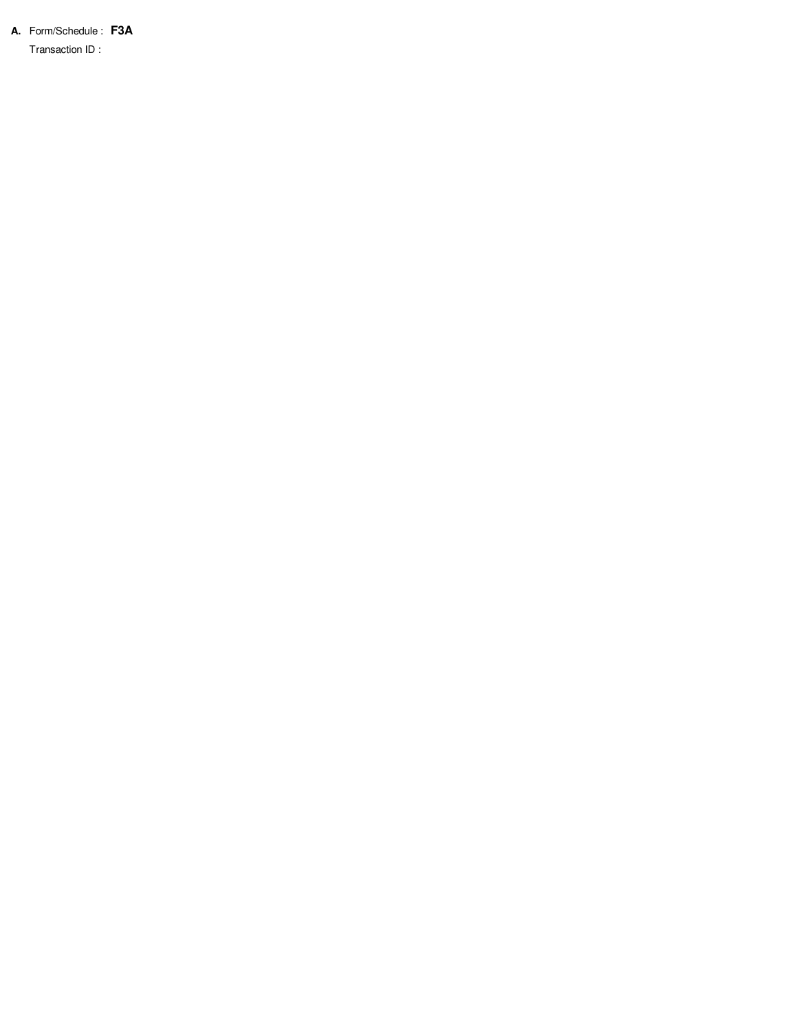**A.** Form/Schedule : **F3A**

Transaction ID :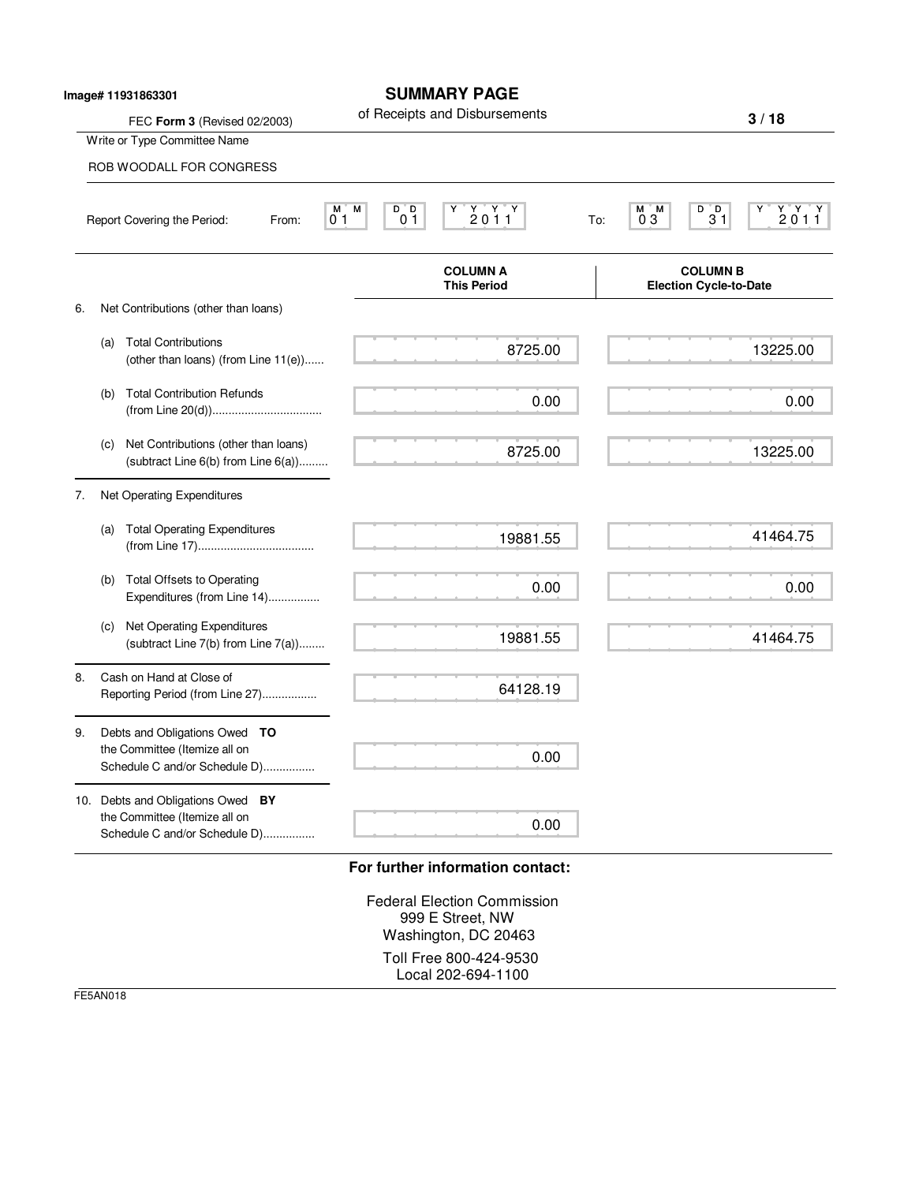Image# 11931863301

# SUMMARY PAGE

of Receipts and Disbursements

FEC **Form 3** (Revised 02/2003)

Write or Type Committee Name

ROB WOODALL FOR CONGRESS

Report Covering the Period: From: 01 01 2011 To: 03 31 2011

| | COLUMN A This Period | COLUMN B Election Cycle-to-Date |
|---|---|---|
| 6. Net Contributions (other than loans) | | |
| (a) Total Contributions (other than loans) (from Line 11(e)) | 8725.00 | 13225.00 |
| (b) Total Contribution Refunds (from Line 20(d)) | 0.00 | 0.00 |
| (c) Net Contributions (other than loans) (subtract Line 6(b) from Line 6(a)) | 8725.00 | 13225.00 |
| 7. Net Operating Expenditures | | |
| (a) Total Operating Expenditures (from Line 17) | 19881.55 | 41464.75 |
| (b) Total Offsets to Operating Expenditures (from Line 14) | 0.00 | 0.00 |
| (c) Net Operating Expenditures (subtract Line 7(b) from Line 7(a)) | 19881.55 | 41464.75 |
| 8. Cash on Hand at Close of Reporting Period (from Line 27) | 64128.19 | |
| 9. Debts and Obligations Owed **TO** the Committee (Itemize all on Schedule C and/or Schedule D) | 0.00 | |
| 10. Debts and Obligations Owed **BY** the Committee (Itemize all on Schedule C and/or Schedule D) | 0.00 | |

**For further information contact:**

Federal Election Commission
999 E Street, NW
Washington, DC 20463

Toll Free 800-424-9530
Local 202-694-1100

FE5AN018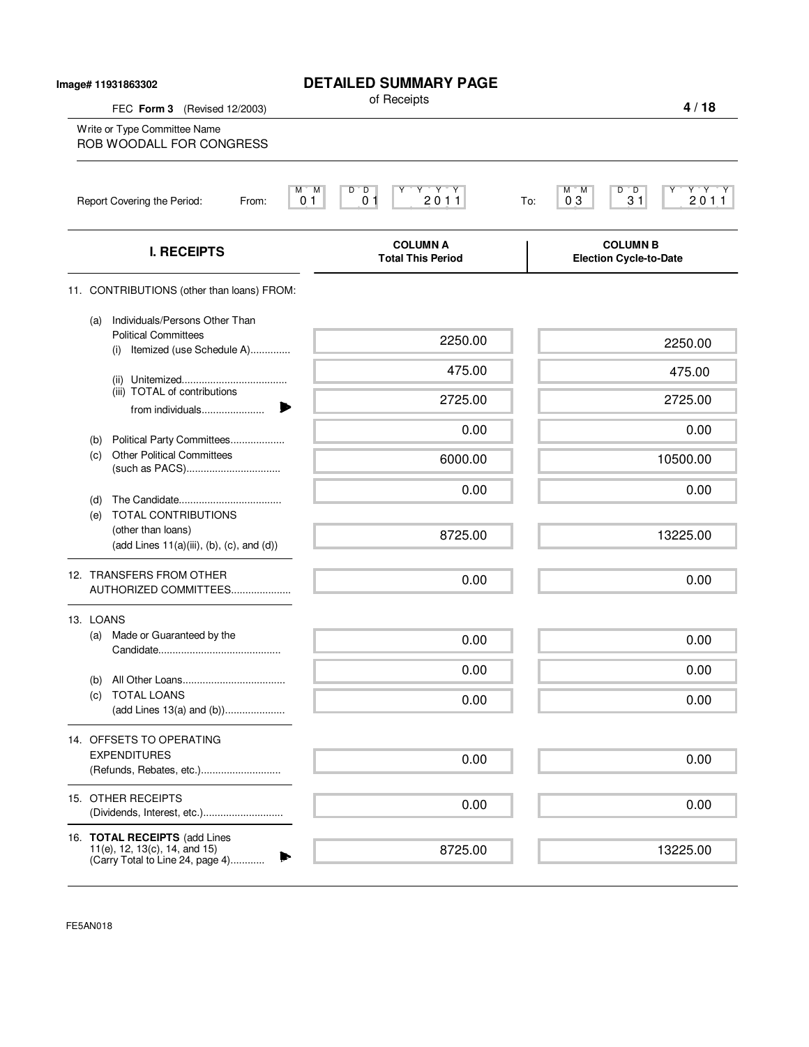Image# 11931863302

# DETAILED SUMMARY PAGE

of Receipts

FEC **Form 3** (Revised 12/2003)

Write or Type Committee Name
ROB WOODALL FOR CONGRESS

Report Covering the Period: From: 01 01 2011 To: 03 31 2011

| I. RECEIPTS | COLUMN A Total This Period | COLUMN B Election Cycle-to-Date |
|---|---|---|
| 11. CONTRIBUTIONS (other than loans) FROM: | | |
| (a) Individuals/Persons Other Than Political Committees (i) Itemized (use Schedule A).............. | 2250.00 | 2250.00 |
| (ii) Unitemized.................................... | 475.00 | 475.00 |
| (iii) TOTAL of contributions from individuals...................... | 2725.00 | 2725.00 |
| (b) Political Party Committees................... | 0.00 | 0.00 |
| (c) Other Political Committees (such as PACS)................................ | 6000.00 | 10500.00 |
| (d) The Candidate.................................... | 0.00 | 0.00 |
| (e) TOTAL CONTRIBUTIONS (other than loans) (add Lines 11(a)(iii), (b), (c), and (d)) | 8725.00 | 13225.00 |
| 12. TRANSFERS FROM OTHER AUTHORIZED COMMITTEES..................... | 0.00 | 0.00 |
| 13. LOANS | | |
| (a) Made or Guaranteed by the Candidate........................................... | 0.00 | 0.00 |
| (b) All Other Loans.................................... | 0.00 | 0.00 |
| (c) TOTAL LOANS (add Lines 13(a) and (b))..................... | 0.00 | 0.00 |
| 14. OFFSETS TO OPERATING EXPENDITURES (Refunds, Rebates, etc.)............................ | 0.00 | 0.00 |
| 15. OTHER RECEIPTS (Dividends, Interest, etc.)............................ | 0.00 | 0.00 |
| 16. **TOTAL RECEIPTS** (add Lines 11(e), 12, 13(c), 14, and 15) (Carry Total to Line 24, page 4)............ | 8725.00 | 13225.00 |

FE5AN018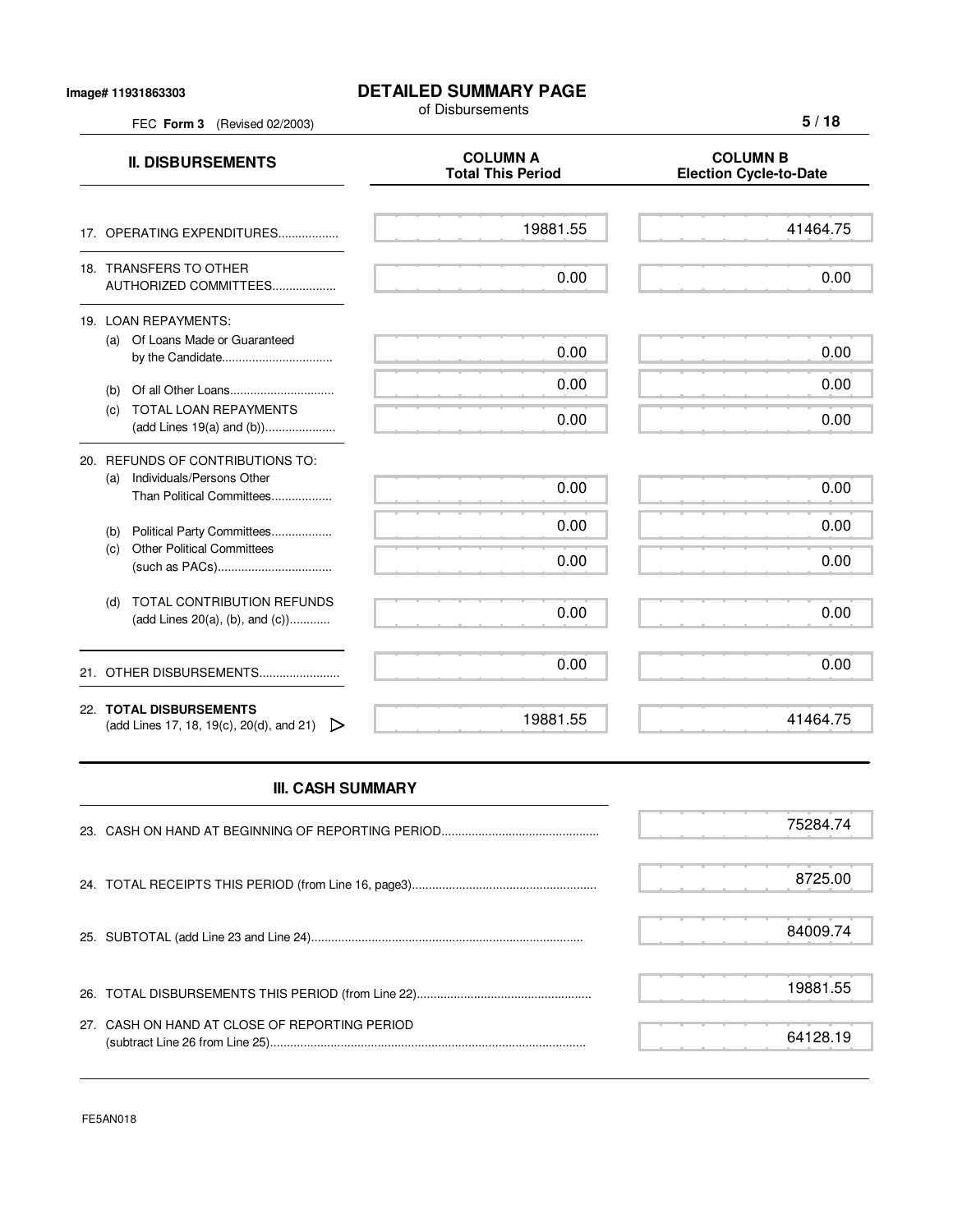Image# 11931863303

# DETAILED SUMMARY PAGE

of Disbursements

FEC **Form 3** (Revised 02/2003)

| **II. DISBURSEMENTS** | **COLUMN A Total This Period** | **COLUMN B Election Cycle-to-Date** |
|---|---|---|
| 17. OPERATING EXPENDITURES.................. | 19881.55 | 41464.75 |
| 18. TRANSFERS TO OTHER AUTHORIZED COMMITTEES.................. | 0.00 | 0.00 |
| 19. LOAN REPAYMENTS: | | |
| (a) Of Loans Made or Guaranteed by the Candidate................................. | 0.00 | 0.00 |
| (b) Of all Other Loans.............................. | 0.00 | 0.00 |
| (c) TOTAL LOAN REPAYMENTS (add Lines 19(a) and (b))..................... | 0.00 | 0.00 |
| 20. REFUNDS OF CONTRIBUTIONS TO: | | |
| (a) Individuals/Persons Other Than Political Committees.................. | 0.00 | 0.00 |
| (b) Political Party Committees.................. | 0.00 | 0.00 |
| (c) Other Political Committees (such as PACs).................................. | 0.00 | 0.00 |
| (d) TOTAL CONTRIBUTION REFUNDS (add Lines 20(a), (b), and (c))............ | 0.00 | 0.00 |
| 21. OTHER DISBURSEMENTS........................ | 0.00 | 0.00 |
| 22. **TOTAL DISBURSEMENTS** (add Lines 17, 18, 19(c), 20(d), and 21) ▷ | 19881.55 | 41464.75 |

## III. CASH SUMMARY

| | |
|---|---|
| 23. CASH ON HAND AT BEGINNING OF REPORTING PERIOD.............................................. | 75284.74 |
| 24. TOTAL RECEIPTS THIS PERIOD (from Line 16, page3)...................................................... | 8725.00 |
| 25. SUBTOTAL (add Line 23 and Line 24)................................................................................ | 84009.74 |
| 26. TOTAL DISBURSEMENTS THIS PERIOD (from Line 22)................................................... | 19881.55 |
| 27. CASH ON HAND AT CLOSE OF REPORTING PERIOD (subtract Line 26 from Line 25)............................................................................................ | 64128.19 |

FE5AN018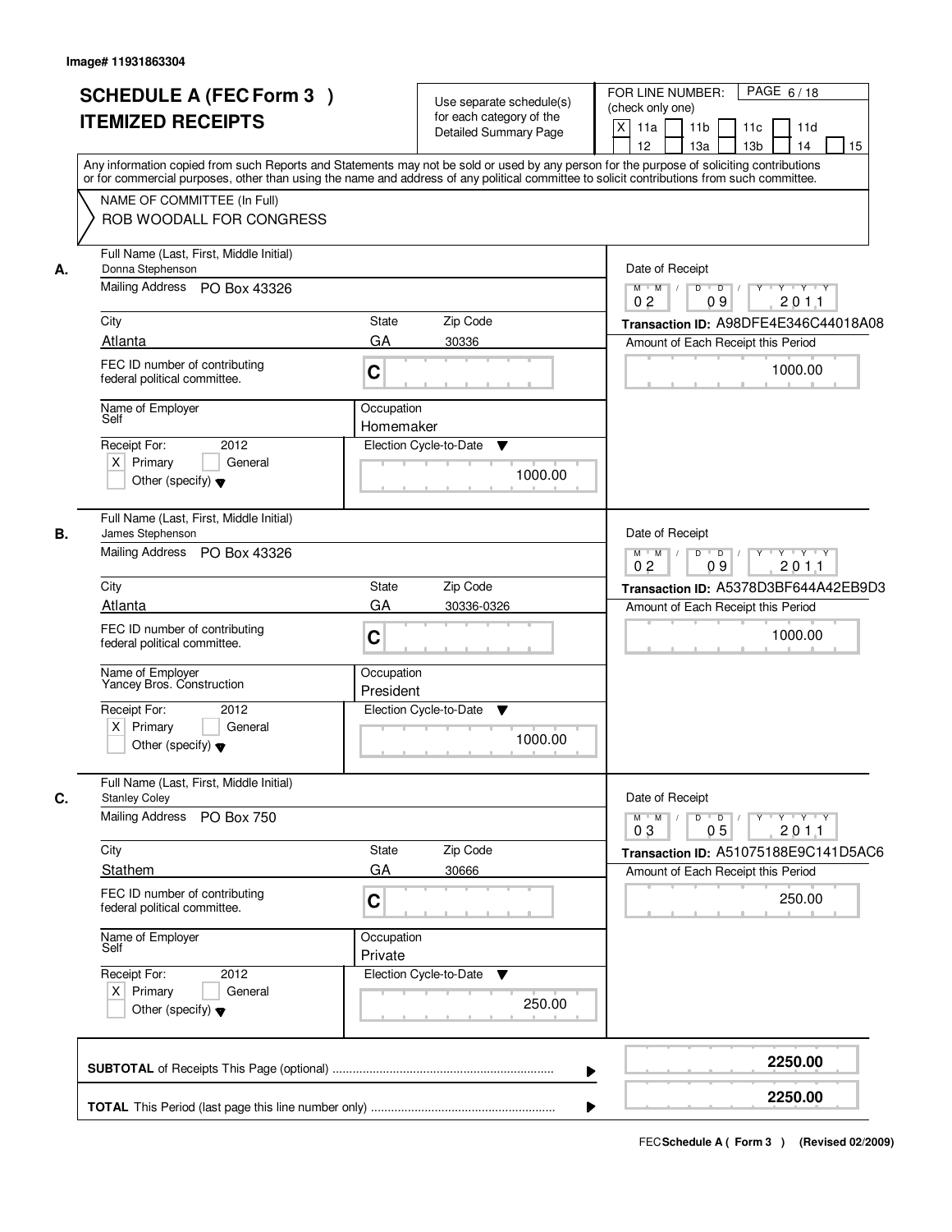Image# 11931863304

# SCHEDULE A (FEC Form 3 )
# ITEMIZED RECEIPTS

Use separate schedule(s) for each category of the Detailed Summary Page

FOR LINE NUMBER: (check only one)

PAGE 6 / 18

- [X] 11a
- [ ] 11b
- [ ] 11c
- [ ] 11d
- [ ] 12
- [ ] 13a
- [ ] 13b
- [ ] 14
- [ ] 15

Any information copied from such Reports and Statements may not be sold or used by any person for the purpose of soliciting contributions or for commercial purposes, other than using the name and address of any political committee to solicit contributions from such committee.

NAME OF COMMITTEE (In Full)
ROB WOODALL FOR CONGRESS

---

**A.**

Full Name (Last, First, Middle Initial): Donna Stephenson

Mailing Address: PO Box 43326

City: Atlanta | State: GA | Zip Code: 30336

FEC ID number of contributing federal political committee: C

Name of Employer: Self

Occupation: Homemaker

Receipt For: 2012 — [X] Primary [ ] General [ ] Other (specify)

Election Cycle-to-Date: 1000.00

Date of Receipt: 02 / 09 / 2011

Transaction ID: A98DFE4E346C44018A08

Amount of Each Receipt this Period: 1000.00

---

**B.**

Full Name (Last, First, Middle Initial): James Stephenson

Mailing Address: PO Box 43326

City: Atlanta | State: GA | Zip Code: 30336-0326

FEC ID number of contributing federal political committee: C

Name of Employer: Yancey Bros. Construction

Occupation: President

Receipt For: 2012 — [X] Primary [ ] General [ ] Other (specify)

Election Cycle-to-Date: 1000.00

Date of Receipt: 02 / 09 / 2011

Transaction ID: A5378D3BF644A42EB9D3

Amount of Each Receipt this Period: 1000.00

---

**C.**

Full Name (Last, First, Middle Initial): Stanley Coley

Mailing Address: PO Box 750

City: Stathem | State: GA | Zip Code: 30666

FEC ID number of contributing federal political committee: C

Name of Employer: Self

Occupation: Private

Receipt For: 2012 — [X] Primary [ ] General [ ] Other (specify)

Election Cycle-to-Date: 250.00

Date of Receipt: 03 / 05 / 2011

Transaction ID: A51075188E9C141D5AC6

Amount of Each Receipt this Period: 250.00

---

**SUBTOTAL** of Receipts This Page (optional): **2250.00**

**TOTAL** This Period (last page this line number only): **2250.00**

FEC **Schedule A ( Form 3 )** (Revised 02/2009)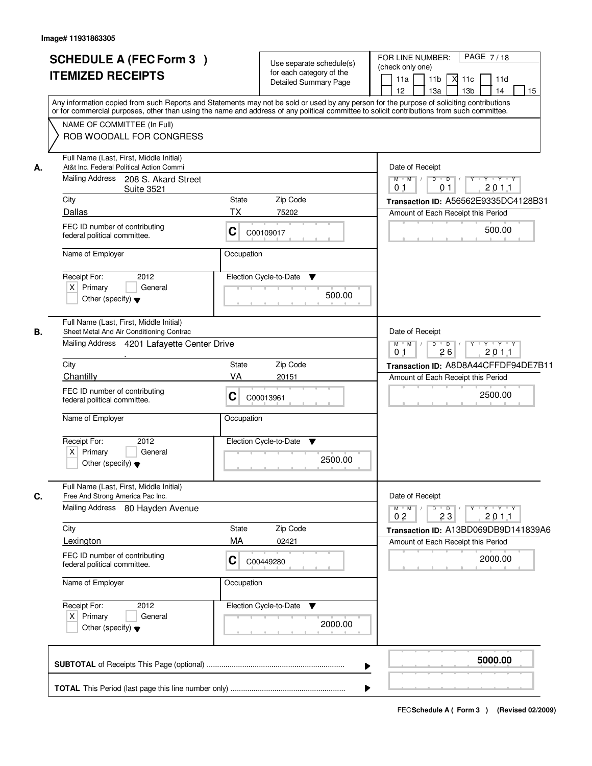Image# 11931863305

# SCHEDULE A (FEC Form 3 )
# ITEMIZED RECEIPTS

Use separate schedule(s) for each category of the Detailed Summary Page

FOR LINE NUMBER: (check only one)

11a [ ] 11b [ ] 11c [X] 11d [ ] 12 [ ] 13a [ ] 13b [ ] 14 [ ] 15 [ ]

PAGE 7 / 18

Any information copied from such Reports and Statements may not be sold or used by any person for the purpose of soliciting contributions or for commercial purposes, other than using the name and address of any political committee to solicit contributions from such committee.

NAME OF COMMITTEE (In Full)
ROB WOODALL FOR CONGRESS

---

**A.** Full Name (Last, First, Middle Initial)
At&t Inc. Federal Political Action Commi

Mailing Address: 208 S. Akard Street, Suite 3521

City: Dallas | State: TX | Zip Code: 75202

FEC ID number of contributing federal political committee: C00109017

Name of Employer: | Occupation:

Receipt For: 2012 [X] Primary [ ] General [ ] Other (specify)

Election Cycle-to-Date: 500.00

Date of Receipt: 01 01 2011

Transaction ID: A56562E9335DC4128B31

Amount of Each Receipt this Period: 500.00

---

**B.** Full Name (Last, First, Middle Initial)
Sheet Metal And Air Conditioning Contrac

Mailing Address: 4201 Lafayette Center Drive

City: Chantilly | State: VA | Zip Code: 20151

FEC ID number of contributing federal political committee: C00013961

Name of Employer: | Occupation:

Receipt For: 2012 [X] Primary [ ] General [ ] Other (specify)

Election Cycle-to-Date: 2500.00

Date of Receipt: 01 26 2011

Transaction ID: A8D8A44CFFDF94DE7B11

Amount of Each Receipt this Period: 2500.00

---

**C.** Full Name (Last, First, Middle Initial)
Free And Strong America Pac Inc.

Mailing Address: 80 Hayden Avenue

City: Lexington | State: MA | Zip Code: 02421

FEC ID number of contributing federal political committee: C00449280

Name of Employer: | Occupation:

Receipt For: 2012 [X] Primary [ ] General [ ] Other (specify)

Election Cycle-to-Date: 2000.00

Date of Receipt: 02 23 2011

Transaction ID: A13BD069DB9D141839A6

Amount of Each Receipt this Period: 2000.00

---

**SUBTOTAL** of Receipts This Page (optional): **5000.00**

**TOTAL** This Period (last page this line number only):

FEC **Schedule A ( Form 3 )** (Revised 02/2009)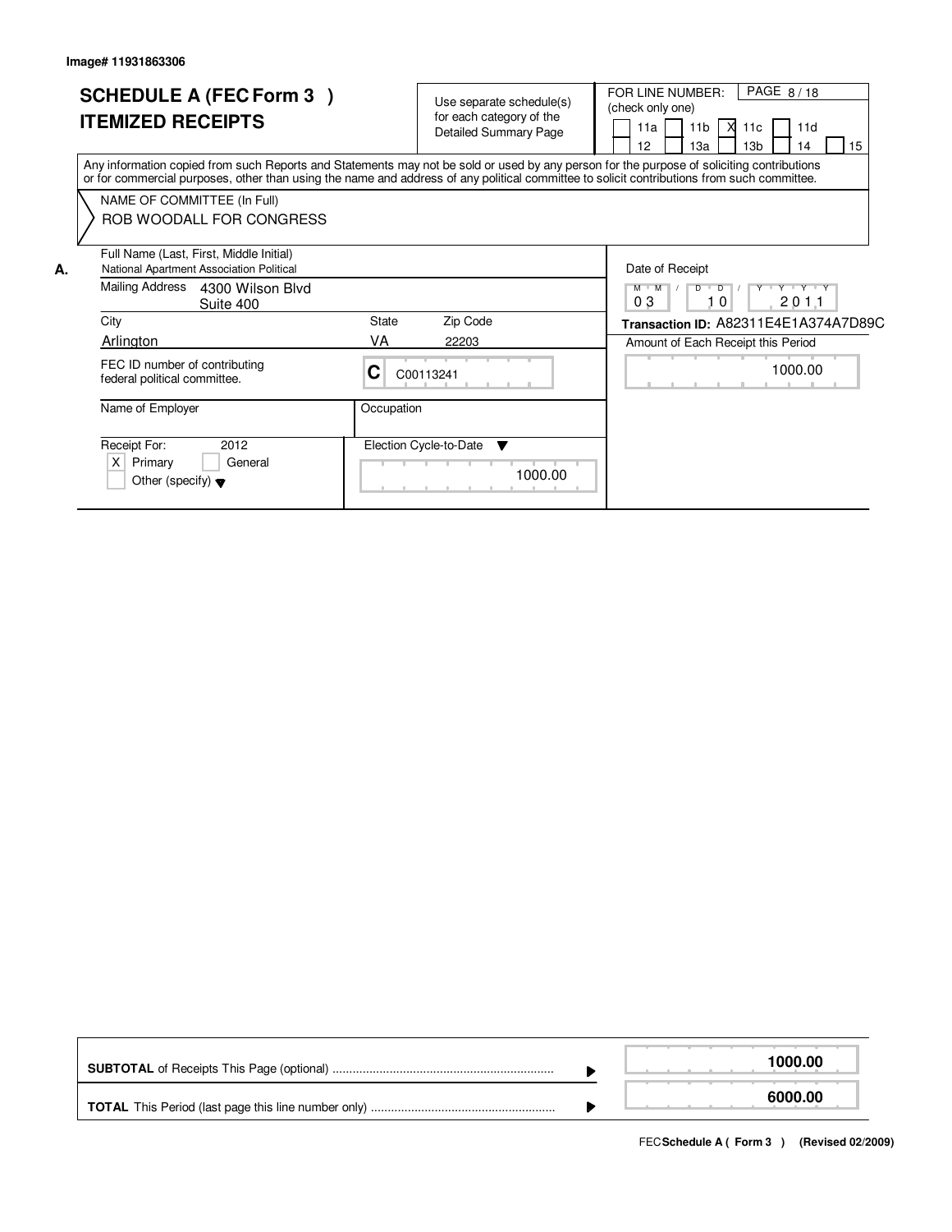Image# 11931863306

# SCHEDULE A (FEC Form 3 )
# ITEMIZED RECEIPTS

Use separate schedule(s) for each category of the Detailed Summary Page

FOR LINE NUMBER: (check only one)

PAGE 8 / 18

| | | | | |
|---|---|---|---|---|
| 11a | 11b | X 11c | 11d | |
| 12 | 13a | 13b | 14 | 15 |

Any information copied from such Reports and Statements may not be sold or used by any person for the purpose of soliciting contributions or for commercial purposes, other than using the name and address of any political committee to solicit contributions from such committee.

NAME OF COMMITTEE (In Full)
ROB WOODALL FOR CONGRESS

**A.** Full Name (Last, First, Middle Initial)
National Apartment Association Political

Mailing Address 4300 Wilson Blvd
Suite 400

| City | State | Zip Code |
|---|---|---|
| Arlington | VA | 22203 |

FEC ID number of contributing federal political committee. **C** C00113241

Name of Employer

Occupation

Receipt For: 2012
X Primary
General
Other (specify)

Election Cycle-to-Date: 1000.00

Date of Receipt: 03 / 10 / 2011

**Transaction ID:** A82311E4E1A374A7D89C

Amount of Each Receipt this Period: 1000.00

| | |
|---|---|
| **SUBTOTAL** of Receipts This Page (optional) | **1000.00** |
| **TOTAL** This Period (last page this line number only) | **6000.00** |

FEC **Schedule A ( Form 3 )** (Revised 02/2009)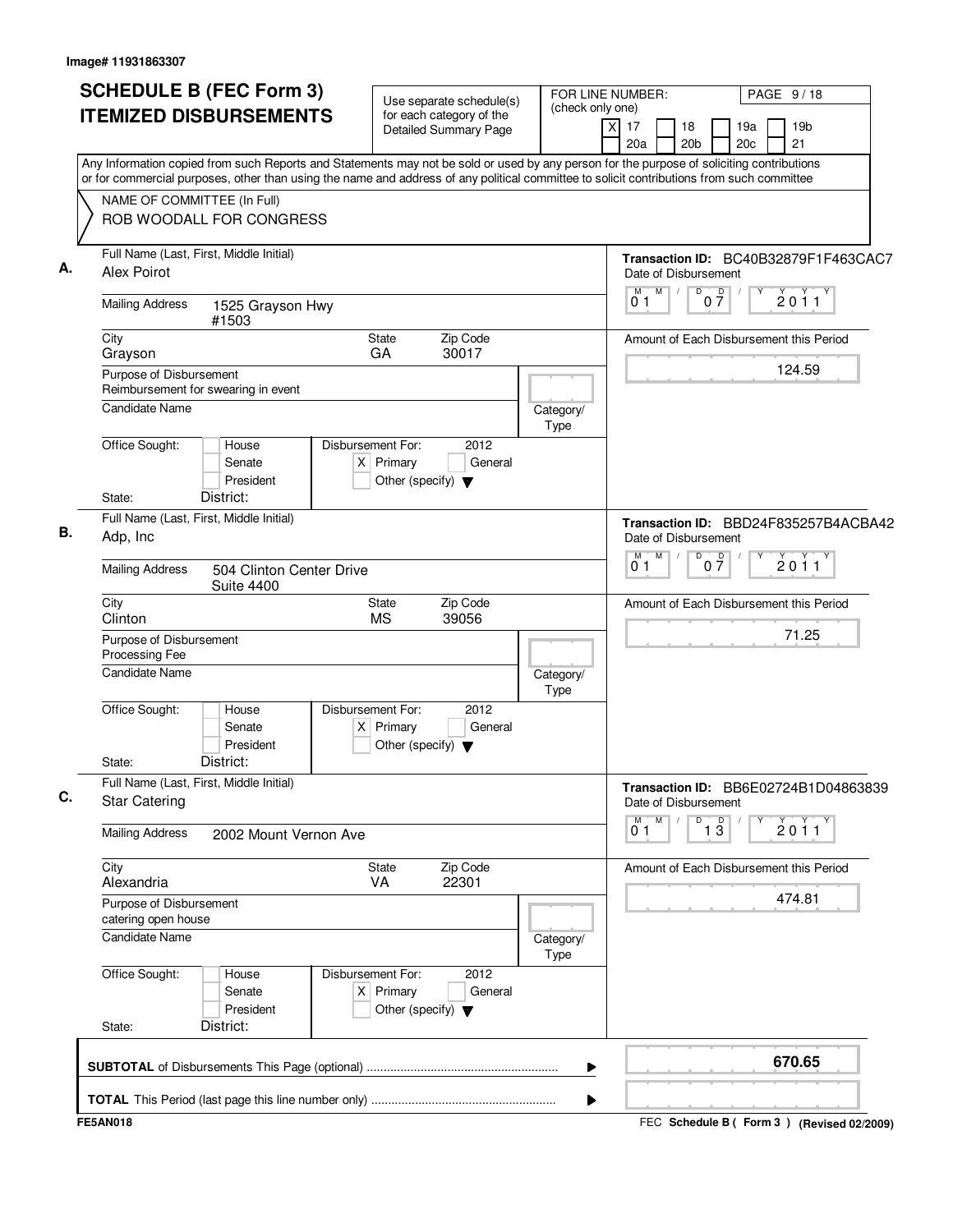Image# 11931863307

# SCHEDULE B (FEC Form 3) ITEMIZED DISBURSEMENTS

Use separate schedule(s) for each category of the Detailed Summary Page

FOR LINE NUMBER: (check only one)

[X] 17 [ ] 18 [ ] 19a [ ] 19b [ ] 20a [ ] 20b [ ] 20c [ ] 21

PAGE 9 / 18

Any Information copied from such Reports and Statements may not be sold or used by any person for the purpose of soliciting contributions or for commercial purposes, other than using the name and address of any political committee to solicit contributions from such committee

NAME OF COMMITTEE (In Full)
ROB WOODALL FOR CONGRESS

## A.

**Full Name (Last, First, Middle Initial):** Alex Poirot

**Transaction ID:** BC40B32879F1F463CAC7

**Mailing Address:** 1525 Grayson Hwy #1503

**Date of Disbursement:** 01/07/2011

**City:** Grayson **State:** GA **Zip Code:** 30017

**Amount of Each Disbursement this Period:** 124.59

**Purpose of Disbursement:** Reimbursement for swearing in event

**Candidate Name:**

**Category/Type:**

**Office Sought:** [ ] House [ ] Senate [ ] President

**Disbursement For:** 2012 [X] Primary [ ] General [ ] Other (specify)

**State:** **District:**

## B.

**Full Name (Last, First, Middle Initial):** Adp, Inc

**Transaction ID:** BBD24F835257B4ACBA42

**Mailing Address:** 504 Clinton Center Drive Suite 4400

**Date of Disbursement:** 01/07/2011

**City:** Clinton **State:** MS **Zip Code:** 39056

**Amount of Each Disbursement this Period:** 71.25

**Purpose of Disbursement:** Processing Fee

**Candidate Name:**

**Category/Type:**

**Office Sought:** [ ] House [ ] Senate [ ] President

**Disbursement For:** 2012 [X] Primary [ ] General [ ] Other (specify)

**State:** **District:**

## C.

**Full Name (Last, First, Middle Initial):** Star Catering

**Transaction ID:** BB6E02724B1D04863839

**Mailing Address:** 2002 Mount Vernon Ave

**Date of Disbursement:** 01/13/2011

**City:** Alexandria **State:** VA **Zip Code:** 22301

**Amount of Each Disbursement this Period:** 474.81

**Purpose of Disbursement:** catering open house

**Candidate Name:**

**Category/Type:**

**Office Sought:** [ ] House [ ] Senate [ ] President

**Disbursement For:** 2012 [X] Primary [ ] General [ ] Other (specify)

**State:** **District:**

---

**SUBTOTAL** of Disbursements This Page (optional): **670.65**

**TOTAL** This Period (last page this line number only):

FE5AN018

FEC Schedule B ( Form 3 ) (Revised 02/2009)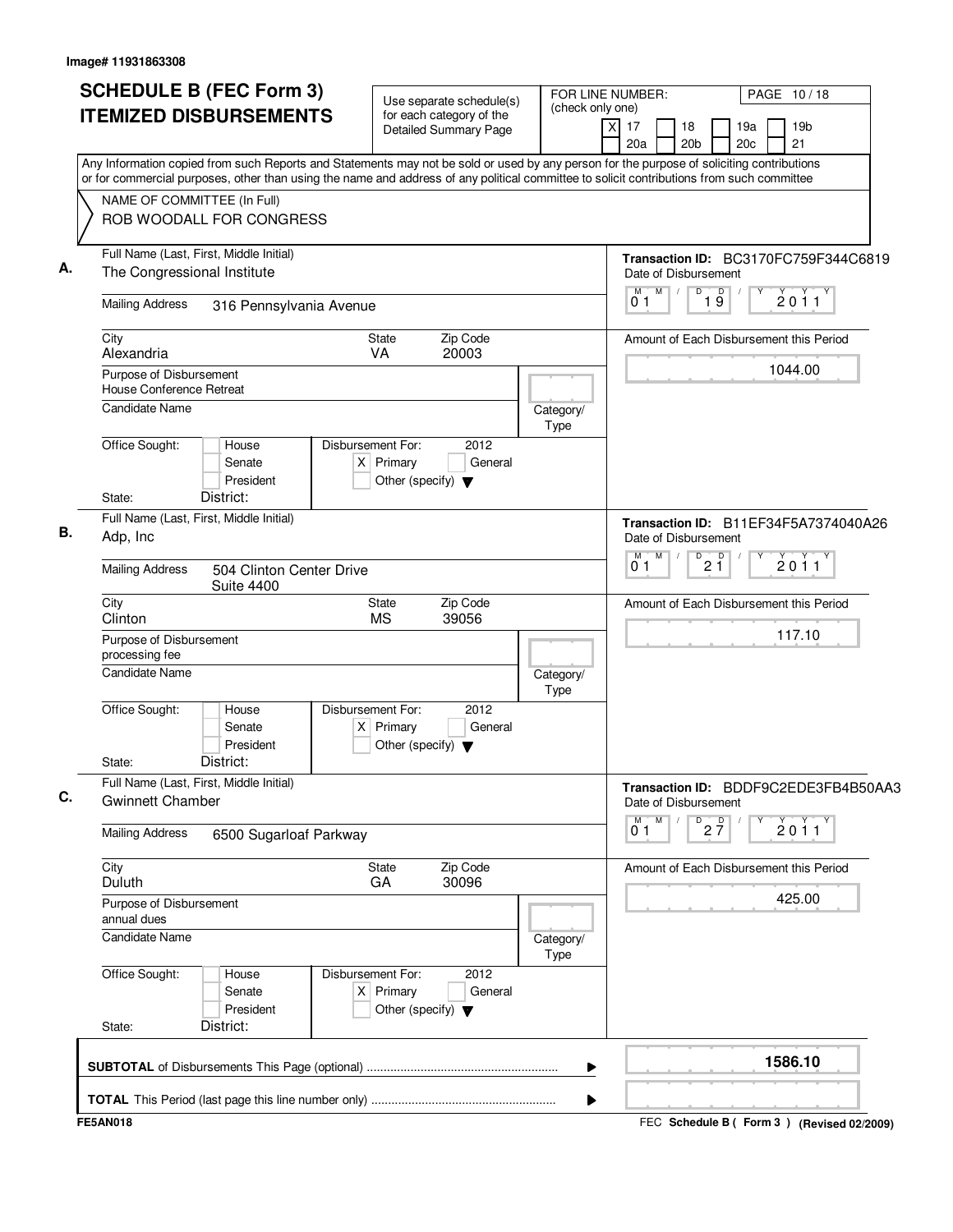Image# 11931863308

# SCHEDULE B (FEC Form 3) ITEMIZED DISBURSEMENTS

Use separate schedule(s) for each category of the Detailed Summary Page

FOR LINE NUMBER: (check only one)

[X] 17 [ ] 18 [ ] 19a [ ] 19b [ ] 20a [ ] 20b [ ] 20c [ ] 21

PAGE 10 / 18

Any Information copied from such Reports and Statements may not be sold or used by any person for the purpose of soliciting contributions or for commercial purposes, other than using the name and address of any political committee to solicit contributions from such committee

NAME OF COMMITTEE (In Full)
ROB WOODALL FOR CONGRESS

## A.

Full Name (Last, First, Middle Initial): The Congressional Institute

Transaction ID: BC3170FC759F344C6819

Mailing Address: 316 Pennsylvania Avenue

Date of Disbursement: 01 / 19 / 2011

City: Alexandria | State: VA | Zip Code: 20003

Amount of Each Disbursement this Period: 1044.00

Purpose of Disbursement: House Conference Retreat

Candidate Name:

Category/Type:

Office Sought: [ ] House [ ] Senate [ ] President

Disbursement For: 2012 [X] Primary [ ] General [ ] Other (specify)

State: District:

## B.

Full Name (Last, First, Middle Initial): Adp, Inc

Transaction ID: B11EF34F5A7374040A26

Mailing Address: 504 Clinton Center Drive Suite 4400

Date of Disbursement: 01 / 21 / 2011

City: Clinton | State: MS | Zip Code: 39056

Amount of Each Disbursement this Period: 117.10

Purpose of Disbursement: processing fee

Candidate Name:

Category/Type:

Office Sought: [ ] House [ ] Senate [ ] President

Disbursement For: 2012 [X] Primary [ ] General [ ] Other (specify)

State: District:

## C.

Full Name (Last, First, Middle Initial): Gwinnett Chamber

Transaction ID: BDDF9C2EDE3FB4B50AA3

Mailing Address: 6500 Sugarloaf Parkway

Date of Disbursement: 01 / 27 / 2011

City: Duluth | State: GA | Zip Code: 30096

Amount of Each Disbursement this Period: 425.00

Purpose of Disbursement: annual dues

Candidate Name:

Category/Type:

Office Sought: [ ] House [ ] Senate [ ] President

Disbursement For: 2012 [X] Primary [ ] General [ ] Other (specify)

State: District:

**SUBTOTAL** of Disbursements This Page (optional) ........ 1586.10

**TOTAL** This Period (last page this line number only) ........

FE5AN018

FEC **Schedule B ( Form 3 )** (Revised 02/2009)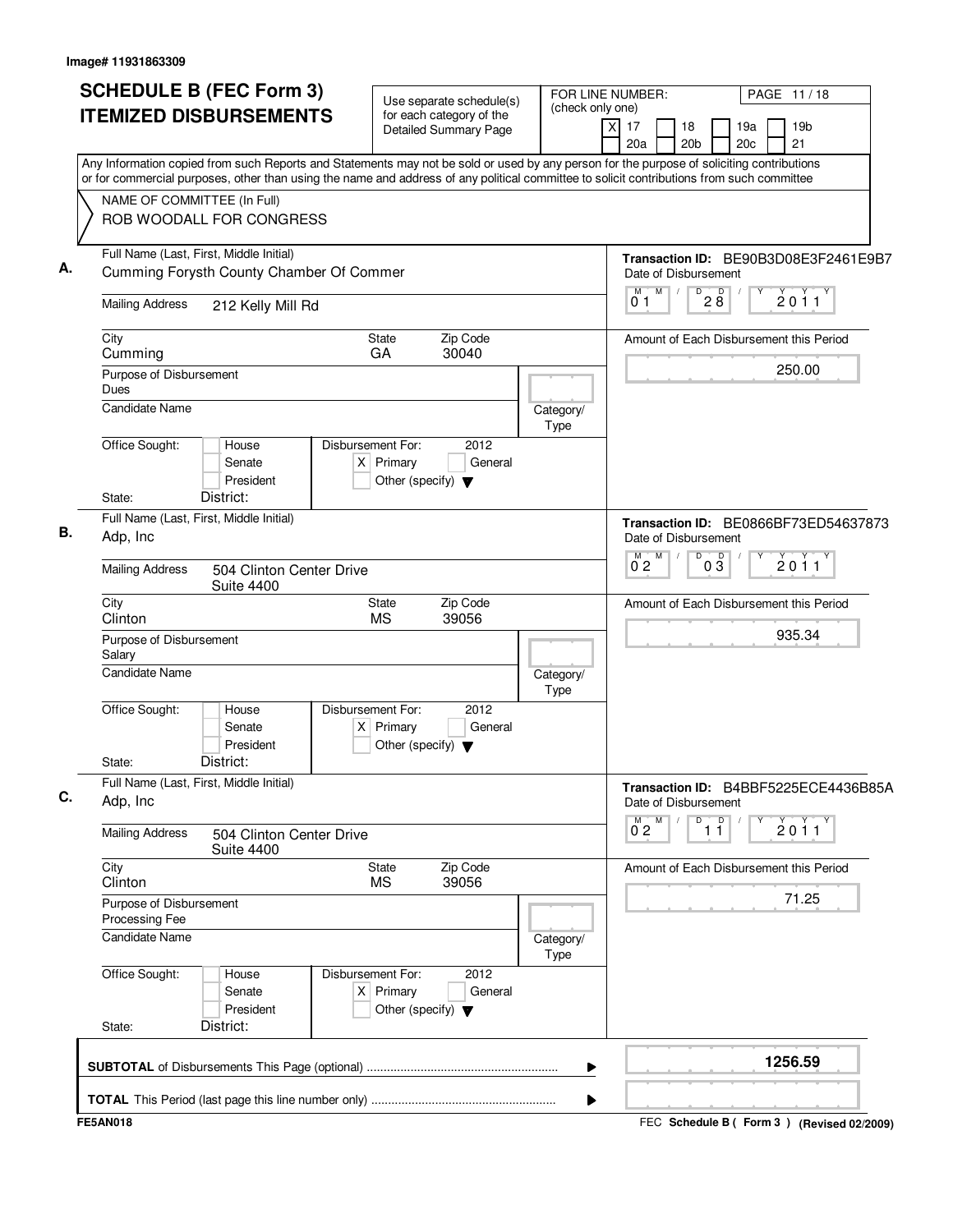Image# 11931863309

# SCHEDULE B (FEC Form 3) ITEMIZED DISBURSEMENTS

Use separate schedule(s) for each category of the Detailed Summary Page

FOR LINE NUMBER: (check only one)
[X] 17 [ ] 18 [ ] 19a [ ] 19b [ ] 20a [ ] 20b [ ] 20c [ ] 21

Any Information copied from such Reports and Statements may not be sold or used by any person for the purpose of soliciting contributions or for commercial purposes, other than using the name and address of any political committee to solicit contributions from such committee

NAME OF COMMITTEE (In Full)
ROB WOODALL FOR CONGRESS

## A.

Full Name (Last, First, Middle Initial): Cumming Forysth County Chamber Of Commer

Mailing Address: 212 Kelly Mill Rd

City: Cumming | State: GA | Zip Code: 30040

Purpose of Disbursement: Dues

Candidate Name:

Category/Type:

Office Sought: [ ] House [ ] Senate [ ] President

State: District:

Disbursement For: 2012 [X] Primary [ ] General [ ] Other (specify)

Transaction ID: BE90B3D08E3F2461E9B7

Date of Disbursement: 01/28/2011

Amount of Each Disbursement this Period: 250.00

## B.

Full Name (Last, First, Middle Initial): Adp, Inc

Mailing Address: 504 Clinton Center Drive Suite 4400

City: Clinton | State: MS | Zip Code: 39056

Purpose of Disbursement: Salary

Candidate Name:

Category/Type:

Office Sought: [ ] House [ ] Senate [ ] President

State: District:

Disbursement For: 2012 [X] Primary [ ] General [ ] Other (specify)

Transaction ID: BE0866BF73ED54637873

Date of Disbursement: 02/03/2011

Amount of Each Disbursement this Period: 935.34

## C.

Full Name (Last, First, Middle Initial): Adp, Inc

Mailing Address: 504 Clinton Center Drive Suite 4400

City: Clinton | State: MS | Zip Code: 39056

Purpose of Disbursement: Processing Fee

Candidate Name:

Category/Type:

Office Sought: [ ] House [ ] Senate [ ] President

State: District:

Disbursement For: 2012 [X] Primary [ ] General [ ] Other (specify)

Transaction ID: B4BBF5225ECE4436B85A

Date of Disbursement: 02/11/2011

Amount of Each Disbursement this Period: 71.25

---

**SUBTOTAL** of Disbursements This Page (optional): 1256.59

**TOTAL** This Period (last page this line number only):

FE5AN018 — FEC Schedule B ( Form 3 ) (Revised 02/2009)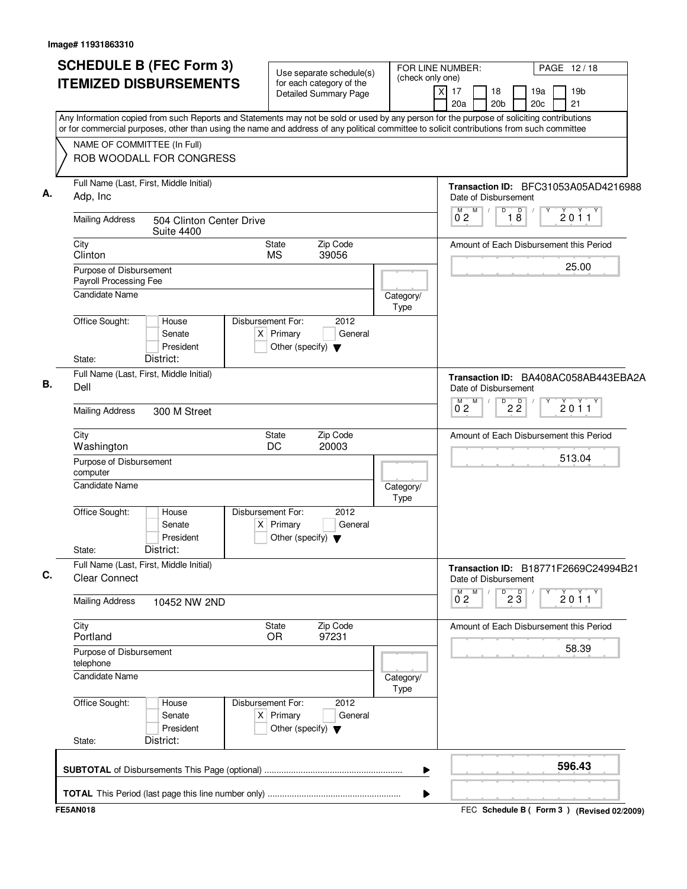Image# 11931863310

# SCHEDULE B (FEC Form 3)
# ITEMIZED DISBURSEMENTS

Use separate schedule(s) for each category of the Detailed Summary Page

FOR LINE NUMBER: (check only one)
[X] 17 [ ] 18 [ ] 19a [ ] 19b [ ] 20a [ ] 20b [ ] 20c [ ] 21

PAGE 12 / 18

Any Information copied from such Reports and Statements may not be sold or used by any person for the purpose of soliciting contributions or for commercial purposes, other than using the name and address of any political committee to solicit contributions from such committee

NAME OF COMMITTEE (In Full)
ROB WOODALL FOR CONGRESS

---

**A.** Full Name (Last, First, Middle Initial): Adp, Inc

Transaction ID: BFC31053A05AD4216988

Mailing Address: 504 Clinton Center Drive, Suite 4400

City: Clinton | State: MS | Zip Code: 39056

Date of Disbursement: 02 / 18 / 2011

Amount of Each Disbursement this Period: 25.00

Purpose of Disbursement: Payroll Processing Fee

Candidate Name:

Category/Type:

Office Sought: [ ] House [ ] Senate [ ] President

Disbursement For: 2012 [X] Primary [ ] General [ ] Other (specify)

State: District:

---

**B.** Full Name (Last, First, Middle Initial): Dell

Transaction ID: BA408AC058AB443EBA2A

Mailing Address: 300 M Street

City: Washington | State: DC | Zip Code: 20003

Date of Disbursement: 02 / 22 / 2011

Amount of Each Disbursement this Period: 513.04

Purpose of Disbursement: computer

Candidate Name:

Category/Type:

Office Sought: [ ] House [ ] Senate [ ] President

Disbursement For: 2012 [X] Primary [ ] General [ ] Other (specify)

State: District:

---

**C.** Full Name (Last, First, Middle Initial): Clear Connect

Transaction ID: B18771F2669C24994B21

Mailing Address: 10452 NW 2ND

City: Portland | State: OR | Zip Code: 97231

Date of Disbursement: 02 / 23 / 2011

Amount of Each Disbursement this Period: 58.39

Purpose of Disbursement: telephone

Candidate Name:

Category/Type:

Office Sought: [ ] House [ ] Senate [ ] President

Disbursement For: 2012 [X] Primary [ ] General [ ] Other (specify)

State: District:

---

**SUBTOTAL** of Disbursements This Page (optional) ........ **596.43**

**TOTAL** This Period (last page this line number only) ........

FE5AN018

FEC **Schedule B ( Form 3 )** (Revised 02/2009)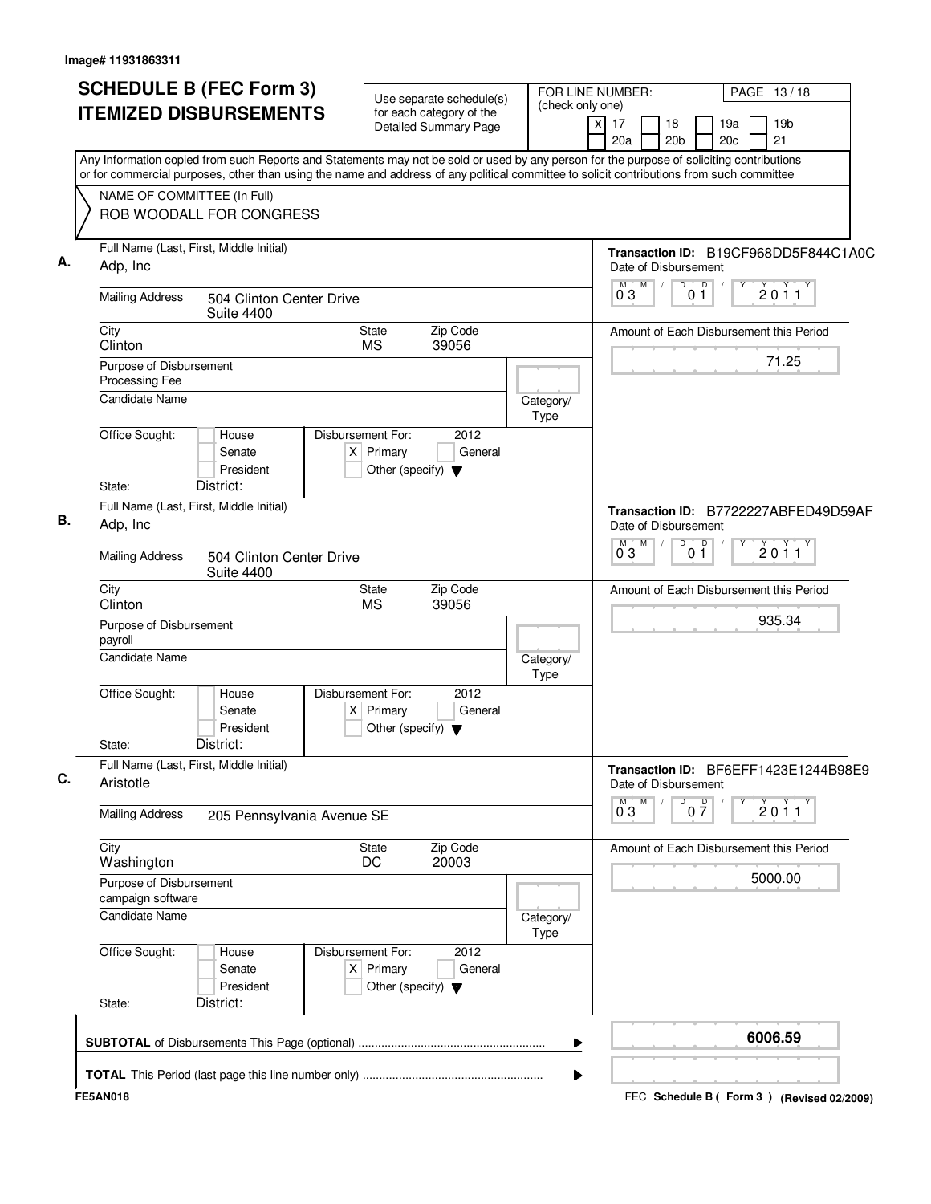Image# 11931863311

# SCHEDULE B (FEC Form 3)
# ITEMIZED DISBURSEMENTS

Use separate schedule(s) for each category of the Detailed Summary Page

FOR LINE NUMBER: (check only one)
[X] 17 [ ] 18 [ ] 19a [ ] 19b
[ ] 20a [ ] 20b [ ] 20c [ ] 21

PAGE 13 / 18

Any Information copied from such Reports and Statements may not be sold or used by any person for the purpose of soliciting contributions or for commercial purposes, other than using the name and address of any political committee to solicit contributions from such committee

NAME OF COMMITTEE (In Full)
ROB WOODALL FOR CONGRESS

---

**A.** Full Name (Last, First, Middle Initial): Adp, Inc

Transaction ID: B19CF968DD5F844C1A0C

Mailing Address: 504 Clinton Center Drive, Suite 4400

City: Clinton | State: MS | Zip Code: 39056

Date of Disbursement: 03 / 01 / 2011

Amount of Each Disbursement this Period: 71.25

Purpose of Disbursement: Processing Fee

Candidate Name:

Category/Type:

Office Sought: [ ] House [ ] Senate [ ] President

Disbursement For: 2012 [X] Primary [ ] General [ ] Other (specify)

State: District:

---

**B.** Full Name (Last, First, Middle Initial): Adp, Inc

Transaction ID: B7722227ABFED49D59AF

Mailing Address: 504 Clinton Center Drive, Suite 4400

City: Clinton | State: MS | Zip Code: 39056

Date of Disbursement: 03 / 01 / 2011

Amount of Each Disbursement this Period: 935.34

Purpose of Disbursement: payroll

Candidate Name:

Category/Type:

Office Sought: [ ] House [ ] Senate [ ] President

Disbursement For: 2012 [X] Primary [ ] General [ ] Other (specify)

State: District:

---

**C.** Full Name (Last, First, Middle Initial): Aristotle

Transaction ID: BF6EFF1423E1244B98E9

Mailing Address: 205 Pennsylvania Avenue SE

City: Washington | State: DC | Zip Code: 20003

Date of Disbursement: 03 / 07 / 2011

Amount of Each Disbursement this Period: 5000.00

Purpose of Disbursement: campaign software

Candidate Name:

Category/Type:

Office Sought: [ ] House [ ] Senate [ ] President

Disbursement For: 2012 [X] Primary [ ] General [ ] Other (specify)

State: District:

---

**SUBTOTAL** of Disbursements This Page (optional): 6006.59

**TOTAL** This Period (last page this line number only):

FE5AN018

FEC Schedule B ( Form 3 ) (Revised 02/2009)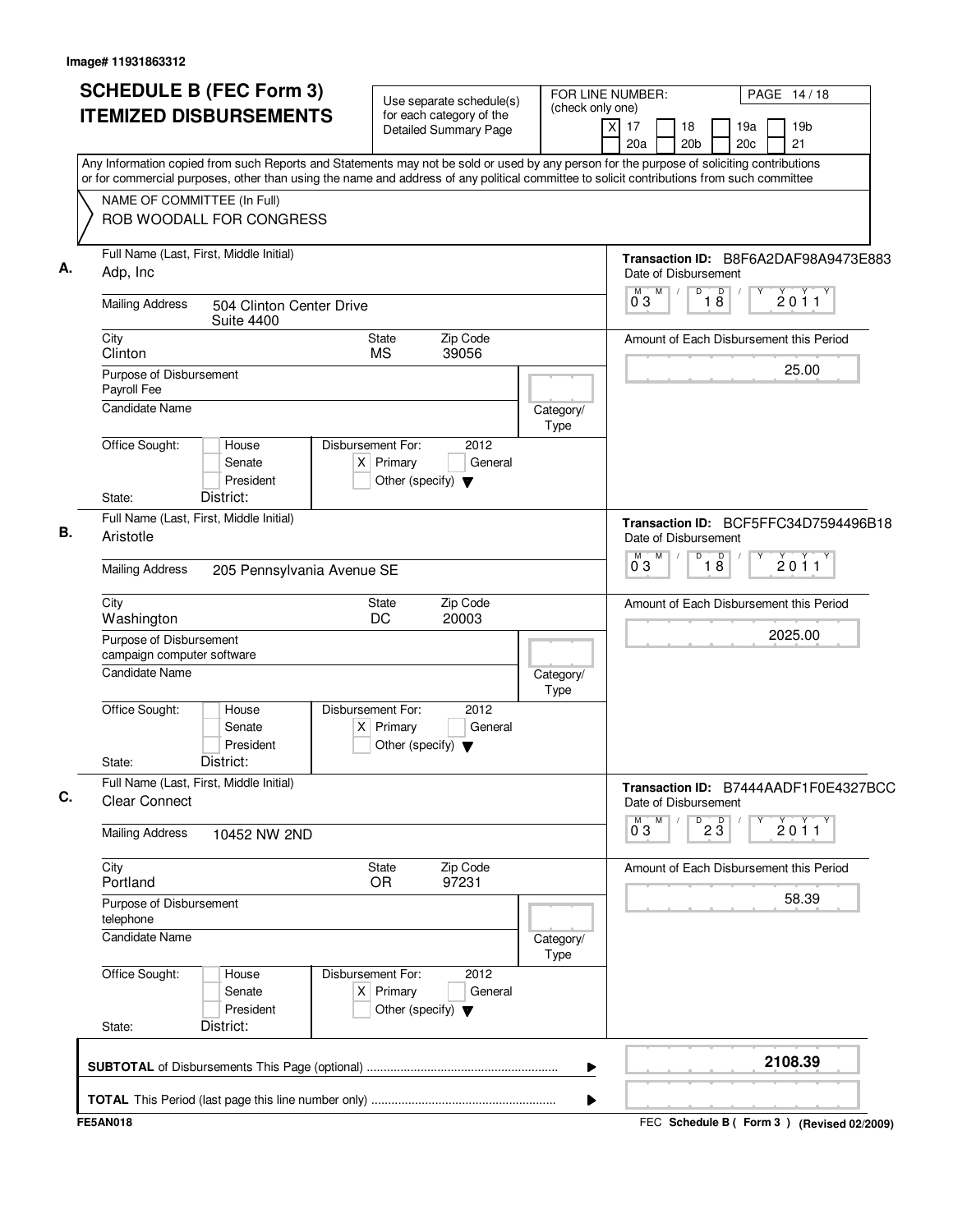Image# 11931863312

# SCHEDULE B (FEC Form 3) ITEMIZED DISBURSEMENTS

Use separate schedule(s) for each category of the Detailed Summary Page

FOR LINE NUMBER: (check only one)
[X] 17 [ ] 18 [ ] 19a [ ] 19b [ ] 20a [ ] 20b [ ] 20c [ ] 21

Any Information copied from such Reports and Statements may not be sold or used by any person for the purpose of soliciting contributions or for commercial purposes, other than using the name and address of any political committee to solicit contributions from such committee

NAME OF COMMITTEE (In Full)
ROB WOODALL FOR CONGRESS

**A.**

Full Name (Last, First, Middle Initial): Adp, Inc

Mailing Address: 504 Clinton Center Drive, Suite 4400

City: Clinton | State: MS | Zip Code: 39056

Purpose of Disbursement: Payroll Fee

Candidate Name:

Category/Type:

Office Sought: [ ] House [ ] Senate [ ] President

State: District:

Disbursement For: 2012 [X] Primary [ ] General [ ] Other (specify)

Transaction ID: B8F6A2DAF98A9473E883

Date of Disbursement: 03/18/2011

Amount of Each Disbursement this Period: 25.00

**B.**

Full Name (Last, First, Middle Initial): Aristotle

Mailing Address: 205 Pennsylvania Avenue SE

City: Washington | State: DC | Zip Code: 20003

Purpose of Disbursement: campaign computer software

Candidate Name:

Category/Type:

Office Sought: [ ] House [ ] Senate [ ] President

State: District:

Disbursement For: 2012 [X] Primary [ ] General [ ] Other (specify)

Transaction ID: BCF5FFC34D7594496B18

Date of Disbursement: 03/18/2011

Amount of Each Disbursement this Period: 2025.00

**C.**

Full Name (Last, First, Middle Initial): Clear Connect

Mailing Address: 10452 NW 2ND

City: Portland | State: OR | Zip Code: 97231

Purpose of Disbursement: telephone

Candidate Name:

Category/Type:

Office Sought: [ ] House [ ] Senate [ ] President

State: District:

Disbursement For: 2012 [X] Primary [ ] General [ ] Other (specify)

Transaction ID: B7444AADF1F0E4327BCC

Date of Disbursement: 03/23/2011

Amount of Each Disbursement this Period: 58.39

**SUBTOTAL** of Disbursements This Page (optional): 2108.39

**TOTAL** This Period (last page this line number only):

FE5AN018 — FEC Schedule B ( Form 3 ) (Revised 02/2009)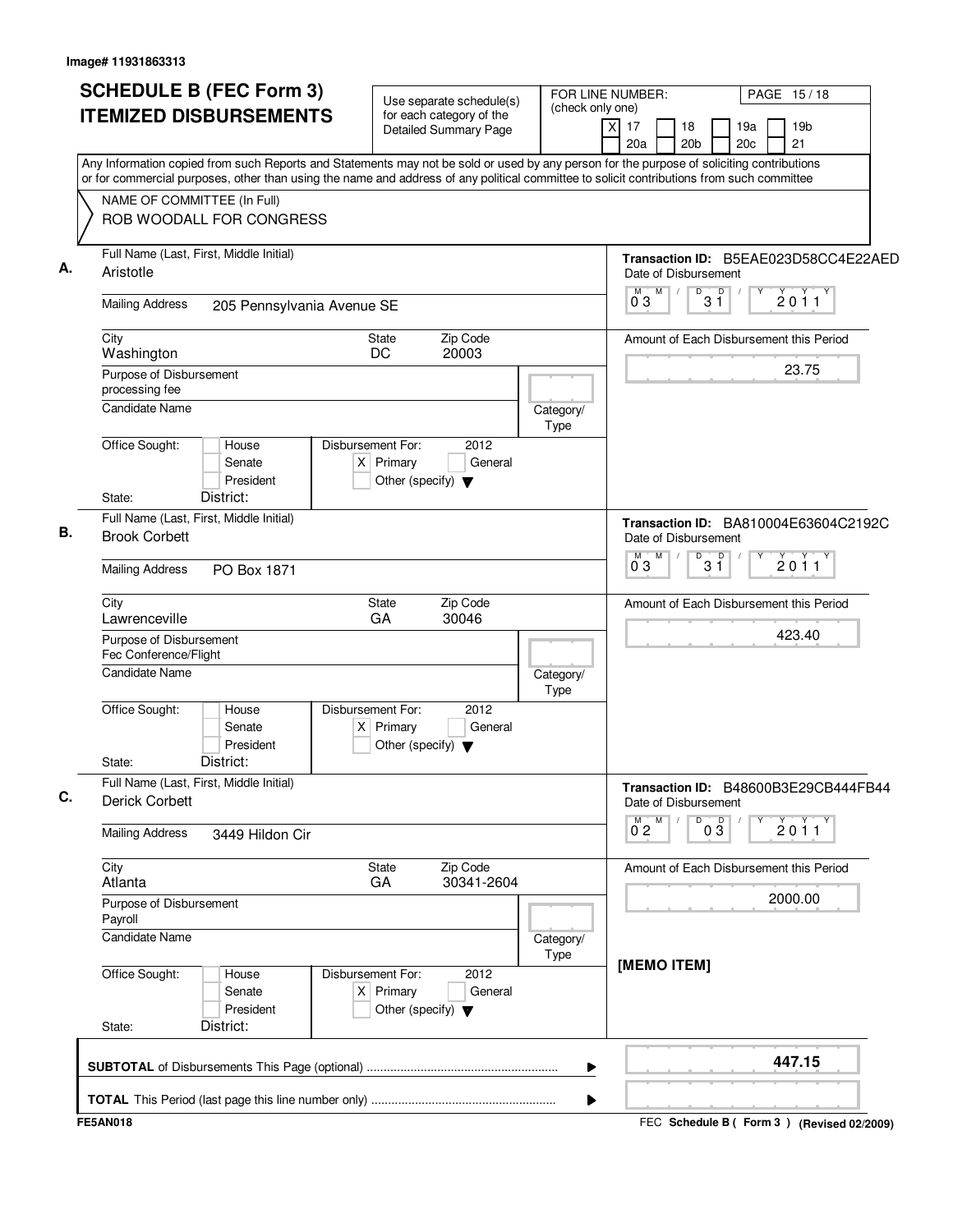Image# 11931863313

# SCHEDULE B (FEC Form 3)
# ITEMIZED DISBURSEMENTS

Use separate schedule(s) for each category of the Detailed Summary Page

FOR LINE NUMBER: (check only one)
[X] 17 [ ] 18 [ ] 19a [ ] 19b
[ ] 20a [ ] 20b [ ] 20c [ ] 21

Any Information copied from such Reports and Statements may not be sold or used by any person for the purpose of soliciting contributions or for commercial purposes, other than using the name and address of any political committee to solicit contributions from such committee

NAME OF COMMITTEE (In Full)
ROB WOODALL FOR CONGRESS

---

**A.** Full Name (Last, First, Middle Initial): Aristotle

Mailing Address: 205 Pennsylvania Avenue SE

City: Washington | State: DC | Zip Code: 20003

Purpose of Disbursement: processing fee

Candidate Name:

Category/Type:

Office Sought: [ ] House [ ] Senate [ ] President

State: District:

Disbursement For: 2012 [X] Primary [ ] General [ ] Other (specify)

Transaction ID: B5EAE023D58CC4E22AED

Date of Disbursement: 03/31/2011

Amount of Each Disbursement this Period: 23.75

---

**B.** Full Name (Last, First, Middle Initial): Brook Corbett

Mailing Address: PO Box 1871

City: Lawrenceville | State: GA | Zip Code: 30046

Purpose of Disbursement: Fec Conference/Flight

Candidate Name:

Category/Type:

Office Sought: [ ] House [ ] Senate [ ] President

State: District:

Disbursement For: 2012 [X] Primary [ ] General [ ] Other (specify)

Transaction ID: BA810004E63604C2192C

Date of Disbursement: 03/31/2011

Amount of Each Disbursement this Period: 423.40

---

**C.** Full Name (Last, First, Middle Initial): Derick Corbett

Mailing Address: 3449 Hildon Cir

City: Atlanta | State: GA | Zip Code: 30341-2604

Purpose of Disbursement: Payroll

Candidate Name:

Category/Type:

Office Sought: [ ] House [ ] Senate [ ] President

State: District:

Disbursement For: 2012 [X] Primary [ ] General [ ] Other (specify)

Transaction ID: B48600B3E29CB444FB44

Date of Disbursement: 02/03/2011

Amount of Each Disbursement this Period: 2000.00

[MEMO ITEM]

---

**SUBTOTAL** of Disbursements This Page (optional): **447.15**

**TOTAL** This Period (last page this line number only):

FE5AN018

FEC Schedule B ( Form 3 ) (Revised 02/2009)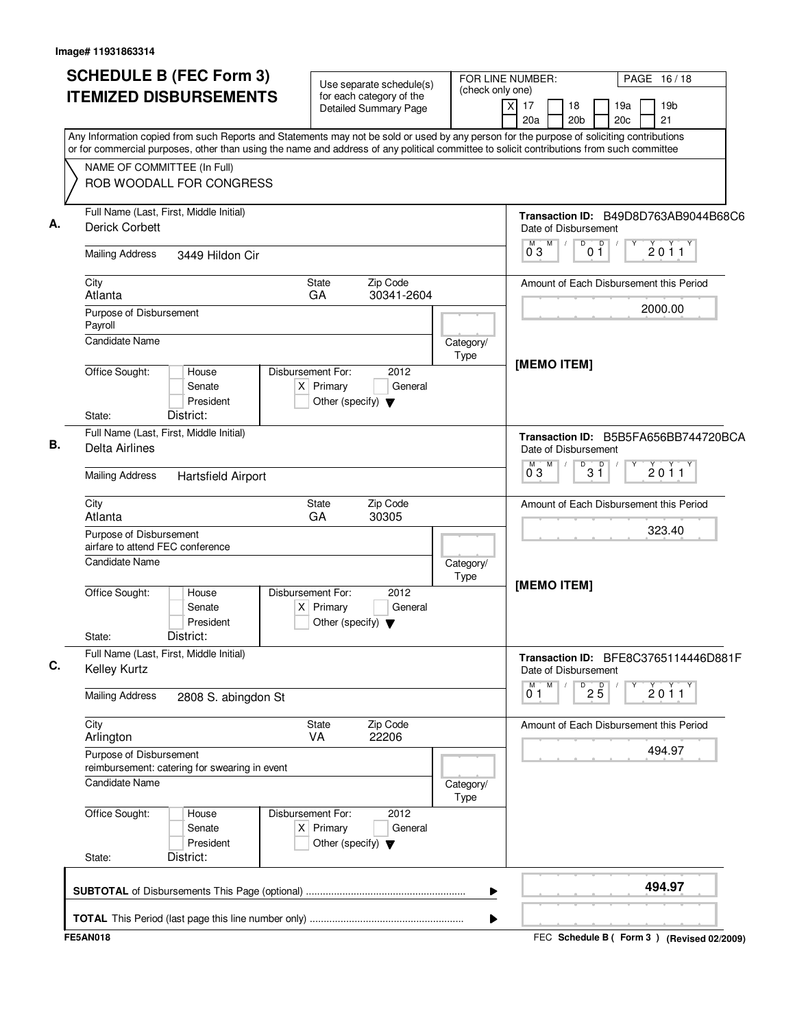Image# 11931863314

# SCHEDULE B (FEC Form 3) ITEMIZED DISBURSEMENTS

Use separate schedule(s) for each category of the Detailed Summary Page

FOR LINE NUMBER: (check only one)

- [X] 17
- [ ] 18
- [ ] 19a
- [ ] 19b
- [ ] 20a
- [ ] 20b
- [ ] 20c
- [ ] 21

PAGE 16 / 18

Any Information copied from such Reports and Statements may not be sold or used by any person for the purpose of soliciting contributions or for commercial purposes, other than using the name and address of any political committee to solicit contributions from such committee

NAME OF COMMITTEE (In Full)
ROB WOODALL FOR CONGRESS

---

**A.** Full Name (Last, First, Middle Initial): Derick Corbett

Transaction ID: B49D8D763AB9044B68C6

Date of Disbursement: 03 / 01 / 2011

Mailing Address: 3449 Hildon Cir

City: Atlanta | State: GA | Zip Code: 30341-2604

Amount of Each Disbursement this Period: 2000.00

Purpose of Disbursement: Payroll

Candidate Name:

Category/Type:

**[MEMO ITEM]**

Office Sought: [ ] House [ ] Senate [ ] President

Disbursement For: 2012 [X] Primary [ ] General [ ] Other (specify)

State: District:

---

**B.** Full Name (Last, First, Middle Initial): Delta Airlines

Transaction ID: B5B5FA656BB744720BCA

Date of Disbursement: 03 / 31 / 2011

Mailing Address: Hartsfield Airport

City: Atlanta | State: GA | Zip Code: 30305

Amount of Each Disbursement this Period: 323.40

Purpose of Disbursement: airfare to attend FEC conference

Candidate Name:

Category/Type:

**[MEMO ITEM]**

Office Sought: [ ] House [ ] Senate [ ] President

Disbursement For: 2012 [X] Primary [ ] General [ ] Other (specify)

State: District:

---

**C.** Full Name (Last, First, Middle Initial): Kelley Kurtz

Transaction ID: BFE8C3765114446D881F

Date of Disbursement: 01 / 25 / 2011

Mailing Address: 2808 S. abingdon St

City: Arlington | State: VA | Zip Code: 22206

Amount of Each Disbursement this Period: 494.97

Purpose of Disbursement: reimbursement: catering for swearing in event

Candidate Name:

Category/Type:

Office Sought: [ ] House [ ] Senate [ ] President

Disbursement For: 2012 [X] Primary [ ] General [ ] Other (specify)

State: District:

---

**SUBTOTAL** of Disbursements This Page (optional) ........ **494.97**

**TOTAL** This Period (last page this line number only) ........

FE5AN018

FEC **Schedule B ( Form 3 )** (Revised 02/2009)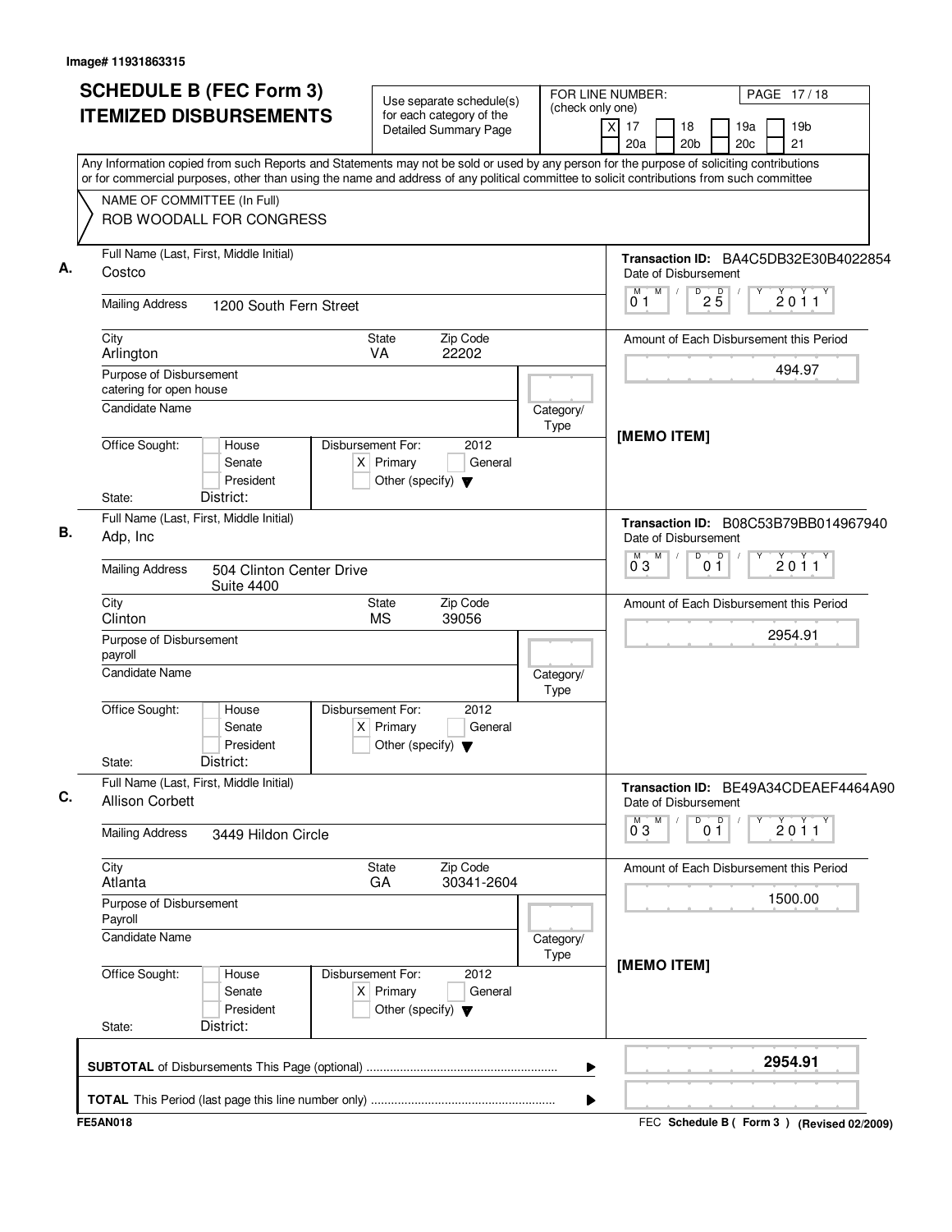Image# 11931863315

# SCHEDULE B (FEC Form 3)
# ITEMIZED DISBURSEMENTS

Use separate schedule(s) for each category of the Detailed Summary Page

FOR LINE NUMBER: (check only one)
[X] 17 [ ] 18 [ ] 19a [ ] 19b [ ] 20a [ ] 20b [ ] 20c [ ] 21

PAGE 17 / 18

Any Information copied from such Reports and Statements may not be sold or used by any person for the purpose of soliciting contributions or for commercial purposes, other than using the name and address of any political committee to solicit contributions from such committee

NAME OF COMMITTEE (In Full)
ROB WOODALL FOR CONGRESS

---

**A.** Full Name (Last, First, Middle Initial): Costco

Mailing Address: 1200 South Fern Street

City: Arlington | State: VA | Zip Code: 22202

Purpose of Disbursement: catering for open house

Candidate Name:

Category/Type:

Office Sought: [ ] House [ ] Senate [ ] President

State: District:

Disbursement For: 2012 [X] Primary [ ] General [ ] Other (specify)

Transaction ID: BA4C5DB32E30B4022854

Date of Disbursement: 01 / 25 / 2011

Amount of Each Disbursement this Period: 494.97

[MEMO ITEM]

---

**B.** Full Name (Last, First, Middle Initial): Adp, Inc

Mailing Address: 504 Clinton Center Drive Suite 4400

City: Clinton | State: MS | Zip Code: 39056

Purpose of Disbursement: payroll

Candidate Name:

Category/Type:

Office Sought: [ ] House [ ] Senate [ ] President

State: District:

Disbursement For: 2012 [X] Primary [ ] General [ ] Other (specify)

Transaction ID: B08C53B79BB014967940

Date of Disbursement: 03 / 01 / 2011

Amount of Each Disbursement this Period: 2954.91

---

**C.** Full Name (Last, First, Middle Initial): Allison Corbett

Mailing Address: 3449 Hildon Circle

City: Atlanta | State: GA | Zip Code: 30341-2604

Purpose of Disbursement: Payroll

Candidate Name:

Category/Type:

Office Sought: [ ] House [ ] Senate [ ] President

State: District:

Disbursement For: 2012 [X] Primary [ ] General [ ] Other (specify)

Transaction ID: BE49A34CDEAEF4464A90

Date of Disbursement: 03 / 01 / 2011

Amount of Each Disbursement this Period: 1500.00

[MEMO ITEM]

---

**SUBTOTAL** of Disbursements This Page (optional): **2954.91**

**TOTAL** This Period (last page this line number only):

FE5AN018

FEC Schedule B ( Form 3 ) (Revised 02/2009)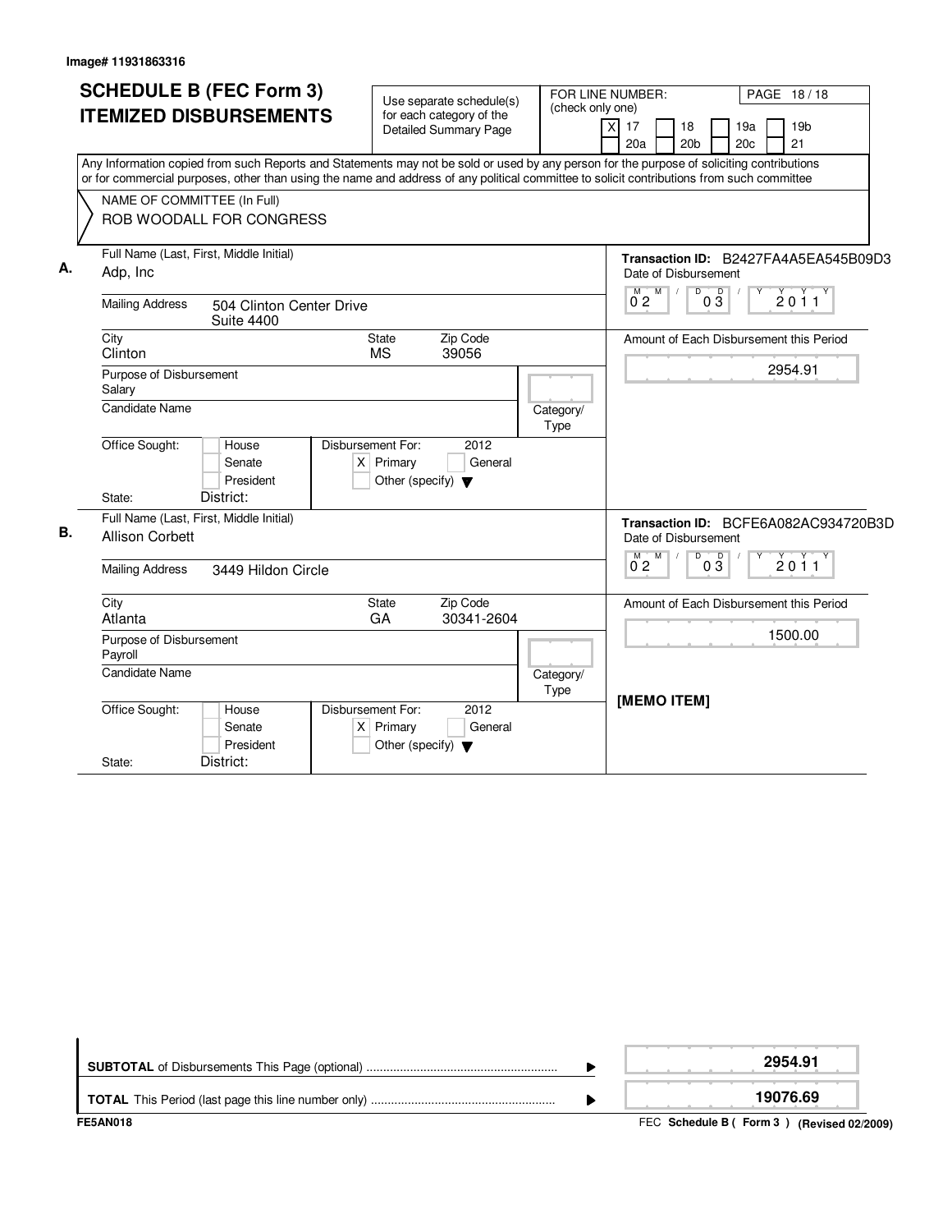Image# 11931863316

# SCHEDULE B (FEC Form 3)
# ITEMIZED DISBURSEMENTS

Use separate schedule(s) for each category of the Detailed Summary Page

FOR LINE NUMBER: (check only one)

- [X] 17
- [ ] 18
- [ ] 19a
- [ ] 19b
- [ ] 20a
- [ ] 20b
- [ ] 20c
- [ ] 21

PAGE 18 / 18

Any Information copied from such Reports and Statements may not be sold or used by any person for the purpose of soliciting contributions or for commercial purposes, other than using the name and address of any political committee to solicit contributions from such committee

NAME OF COMMITTEE (In Full)
ROB WOODALL FOR CONGRESS

**A.**

Full Name (Last, First, Middle Initial): Adp, Inc

Mailing Address: 504 Clinton Center Drive, Suite 4400

City: Clinton | State: MS | Zip Code: 39056

Purpose of Disbursement: Salary

Candidate Name:

Category/Type:

Office Sought: [ ] House [ ] Senate [ ] President

State: District:

Disbursement For: 2012 [X] Primary [ ] General [ ] Other (specify)

Transaction ID: B2427FA4A5EA545B09D3

Date of Disbursement: 02/03/2011

Amount of Each Disbursement this Period: 2954.91

**B.**

Full Name (Last, First, Middle Initial): Allison Corbett

Mailing Address: 3449 Hildon Circle

City: Atlanta | State: GA | Zip Code: 30341-2604

Purpose of Disbursement: Payroll

Candidate Name:

Category/Type:

Office Sought: [ ] House [ ] Senate [ ] President

State: District:

Disbursement For: 2012 [X] Primary [ ] General [ ] Other (specify)

Transaction ID: BCFE6A082AC934720B3D

Date of Disbursement: 02/03/2011

Amount of Each Disbursement this Period: 1500.00

[MEMO ITEM]

**SUBTOTAL** of Disbursements This Page (optional): **2954.91**

**TOTAL** This Period (last page this line number only): **19076.69**

FE5AN018

FEC **Schedule B ( Form 3 )** **(Revised 02/2009)**